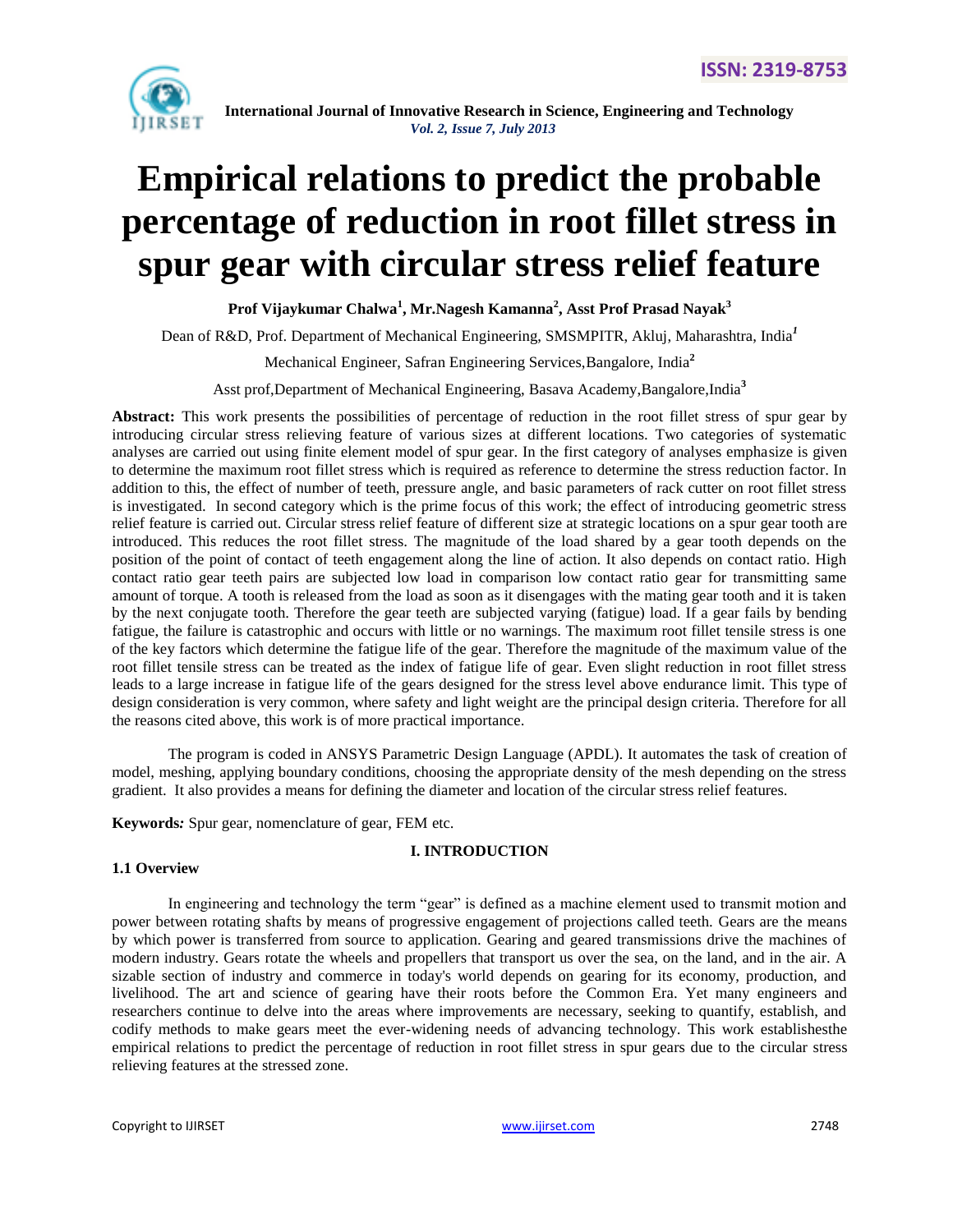# Empirical relations to predict the probable percentage of reduction in root fillet stress in spur gear with circular stress relief feature

**Prof Vijaykumar Chalwa[1], Mr.Nagesh Kamanna[2], Asst Prof Prasad Nayak[3]**

Dean of R&D, Prof. Department of Mechanical Engineering, SMSMPITR, Akluj, Maharashtra, India[1]

Mechanical Engineer, Safran Engineering Services,Bangalore, India[2]

Asst prof,Department of Mechanical Engineering, Basava Academy,Bangalore,India[3]

**Abstract:** This work presents the possibilities of percentage of reduction in the root fillet stress of spur gear by introducing circular stress relieving feature of various sizes at different locations. Two categories of systematic analyses are carried out using finite element model of spur gear. In the first category of analyses emphasize is given to determine the maximum root fillet stress which is required as reference to determine the stress reduction factor. In addition to this, the effect of number of teeth, pressure angle, and basic parameters of rack cutter on root fillet stress is investigated. In second category which is the prime focus of this work; the effect of introducing geometric stress relief feature is carried out. Circular stress relief feature of different size at strategic locations on a spur gear tooth are introduced. This reduces the root fillet stress. The magnitude of the load shared by a gear tooth depends on the position of the point of contact of teeth engagement along the line of action. It also depends on contact ratio. High contact ratio gear teeth pairs are subjected low load in comparison low contact ratio gear for transmitting same amount of torque. A tooth is released from the load as soon as it disengages with the mating gear tooth and it is taken by the next conjugate tooth. Therefore the gear teeth are subjected varying (fatigue) load. If a gear fails by bending fatigue, the failure is catastrophic and occurs with little or no warnings. The maximum root fillet tensile stress is one of the key factors which determine the fatigue life of the gear. Therefore the magnitude of the maximum value of the root fillet tensile stress can be treated as the index of fatigue life of gear. Even slight reduction in root fillet stress leads to a large increase in fatigue life of the gears designed for the stress level above endurance limit. This type of design consideration is very common, where safety and light weight are the principal design criteria. Therefore for all the reasons cited above, this work is of more practical importance.

The program is coded in ANSYS Parametric Design Language (APDL). It automates the task of creation of model, meshing, applying boundary conditions, choosing the appropriate density of the mesh depending on the stress gradient. It also provides a means for defining the diameter and location of the circular stress relief features.

***Keywords:*** Spur gear, nomenclature of gear, FEM etc.

## I. INTRODUCTION

### 1.1 Overview

In engineering and technology the term "gear" is defined as a machine element used to transmit motion and power between rotating shafts by means of progressive engagement of projections called teeth. Gears are the means by which power is transferred from source to application. Gearing and geared transmissions drive the machines of modern industry. Gears rotate the wheels and propellers that transport us over the sea, on the land, and in the air. A sizable section of industry and commerce in today's world depends on gearing for its economy, production, and livelihood. The art and science of gearing have their roots before the Common Era. Yet many engineers and researchers continue to delve into the areas where improvements are necessary, seeking to quantify, establish, and codify methods to make gears meet the ever-widening needs of advancing technology. This work establishesthe empirical relations to predict the percentage of reduction in root fillet stress in spur gears due to the circular stress relieving features at the stressed zone.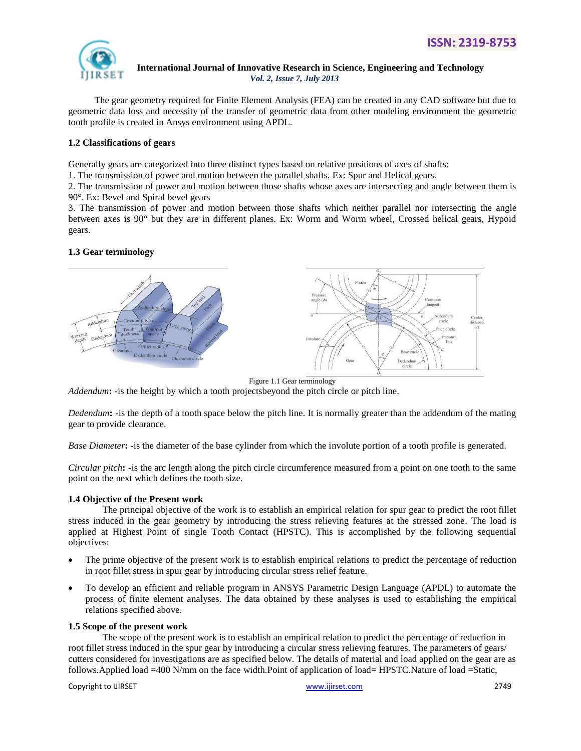The gear geometry required for Finite Element Analysis (FEA) can be created in any CAD software but due to geometric data loss and necessity of the transfer of geometric data from other modeling environment the geometric tooth profile is created in Ansys environment using APDL.

### 1.2 Classifications of gears

Generally gears are categorized into three distinct types based on relative positions of axes of shafts:

1. The transmission of power and motion between the parallel shafts. Ex: Spur and Helical gears.
2. The transmission of power and motion between those shafts whose axes are intersecting and angle between them is 90°. Ex: Bevel and Spiral bevel gears
3. The transmission of power and motion between those shafts which neither parallel nor intersecting the angle between axes is 90° but they are in different planes. Ex: Worm and Worm wheel, Crossed helical gears, Hypoid gears.

### 1.3 Gear terminology

Figure 1.1 Gear terminology

*Addendum*: -is the height by which a tooth projectsbeyond the pitch circle or pitch line.

*Dedendum*: -is the depth of a tooth space below the pitch line. It is normally greater than the addendum of the mating gear to provide clearance.

*Base Diameter*: -is the diameter of the base cylinder from which the involute portion of a tooth profile is generated.

*Circular pitch*: -is the arc length along the pitch circle circumference measured from a point on one tooth to the same point on the next which defines the tooth size.

### 1.4 Objective of the Present work

The principal objective of the work is to establish an empirical relation for spur gear to predict the root fillet stress induced in the gear geometry by introducing the stress relieving features at the stressed zone. The load is applied at Highest Point of single Tooth Contact (HPSTC). This is accomplished by the following sequential objectives:

- The prime objective of the present work is to establish empirical relations to predict the percentage of reduction in root fillet stress in spur gear by introducing circular stress relief feature.
- To develop an efficient and reliable program in ANSYS Parametric Design Language (APDL) to automate the process of finite element analyses. The data obtained by these analyses is used to establishing the empirical relations specified above.

### 1.5 Scope of the present work

The scope of the present work is to establish an empirical relation to predict the percentage of reduction in root fillet stress induced in the spur gear by introducing a circular stress relieving features. The parameters of gears/ cutters considered for investigations are as specified below. The details of material and load applied on the gear are as follows.Applied load =400 N/mm on the face width.Point of application of load= HPSTC.Nature of load =Static,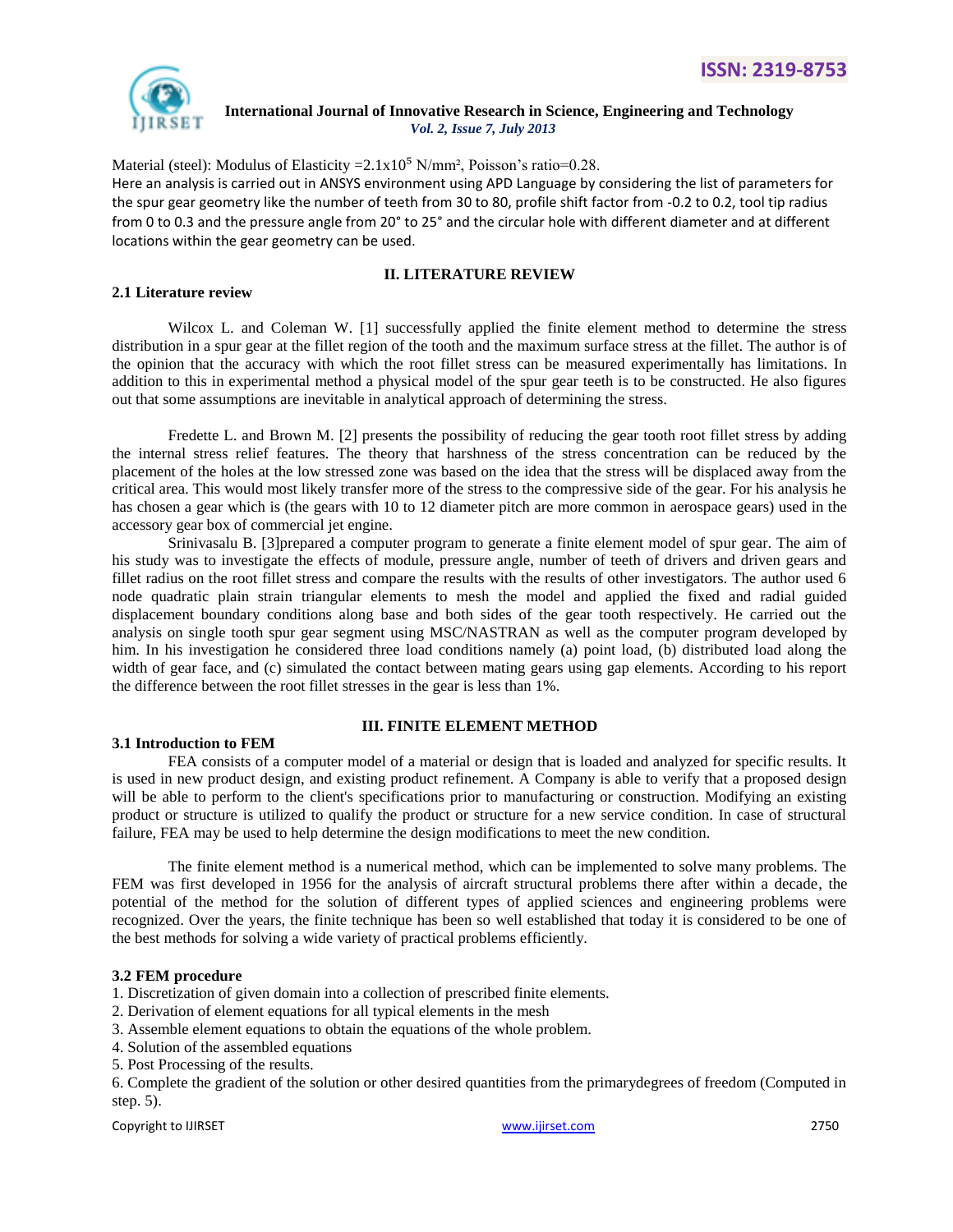Material (steel): Modulus of Elasticity $=2.1 \times 10^5$ N/mm², Poisson's ratio=0.28.

Here an analysis is carried out in ANSYS environment using APD Language by considering the list of parameters for the spur gear geometry like the number of teeth from 30 to 80, profile shift factor from -0.2 to 0.2, tool tip radius from 0 to 0.3 and the pressure angle from 20° to 25° and the circular hole with different diameter and at different locations within the gear geometry can be used.

## II. LITERATURE REVIEW

### 2.1 Literature review

Wilcox L. and Coleman W. [1] successfully applied the finite element method to determine the stress distribution in a spur gear at the fillet region of the tooth and the maximum surface stress at the fillet. The author is of the opinion that the accuracy with which the root fillet stress can be measured experimentally has limitations. In addition to this in experimental method a physical model of the spur gear teeth is to be constructed. He also figures out that some assumptions are inevitable in analytical approach of determining the stress.

Fredette L. and Brown M. [2] presents the possibility of reducing the gear tooth root fillet stress by adding the internal stress relief features. The theory that harshness of the stress concentration can be reduced by the placement of the holes at the low stressed zone was based on the idea that the stress will be displaced away from the critical area. This would most likely transfer more of the stress to the compressive side of the gear. For his analysis he has chosen a gear which is (the gears with 10 to 12 diameter pitch are more common in aerospace gears) used in the accessory gear box of commercial jet engine.

Srinivasalu B. [3]prepared a computer program to generate a finite element model of spur gear. The aim of his study was to investigate the effects of module, pressure angle, number of teeth of drivers and driven gears and fillet radius on the root fillet stress and compare the results with the results of other investigators. The author used 6 node quadratic plain strain triangular elements to mesh the model and applied the fixed and radial guided displacement boundary conditions along base and both sides of the gear tooth respectively. He carried out the analysis on single tooth spur gear segment using MSC/NASTRAN as well as the computer program developed by him. In his investigation he considered three load conditions namely (a) point load, (b) distributed load along the width of gear face, and (c) simulated the contact between mating gears using gap elements. According to his report the difference between the root fillet stresses in the gear is less than 1%.

## III. FINITE ELEMENT METHOD

### 3.1 Introduction to FEM

FEA consists of a computer model of a material or design that is loaded and analyzed for specific results. It is used in new product design, and existing product refinement. A Company is able to verify that a proposed design will be able to perform to the client's specifications prior to manufacturing or construction. Modifying an existing product or structure is utilized to qualify the product or structure for a new service condition. In case of structural failure, FEA may be used to help determine the design modifications to meet the new condition.

The finite element method is a numerical method, which can be implemented to solve many problems. The FEM was first developed in 1956 for the analysis of aircraft structural problems there after within a decade, the potential of the method for the solution of different types of applied sciences and engineering problems were recognized. Over the years, the finite technique has been so well established that today it is considered to be one of the best methods for solving a wide variety of practical problems efficiently.

### 3.2 FEM procedure

1. Discretization of given domain into a collection of prescribed finite elements.
2. Derivation of element equations for all typical elements in the mesh
3. Assemble element equations to obtain the equations of the whole problem.
4. Solution of the assembled equations
5. Post Processing of the results.
6. Complete the gradient of the solution or other desired quantities from the primarydegrees of freedom (Computed in step. 5).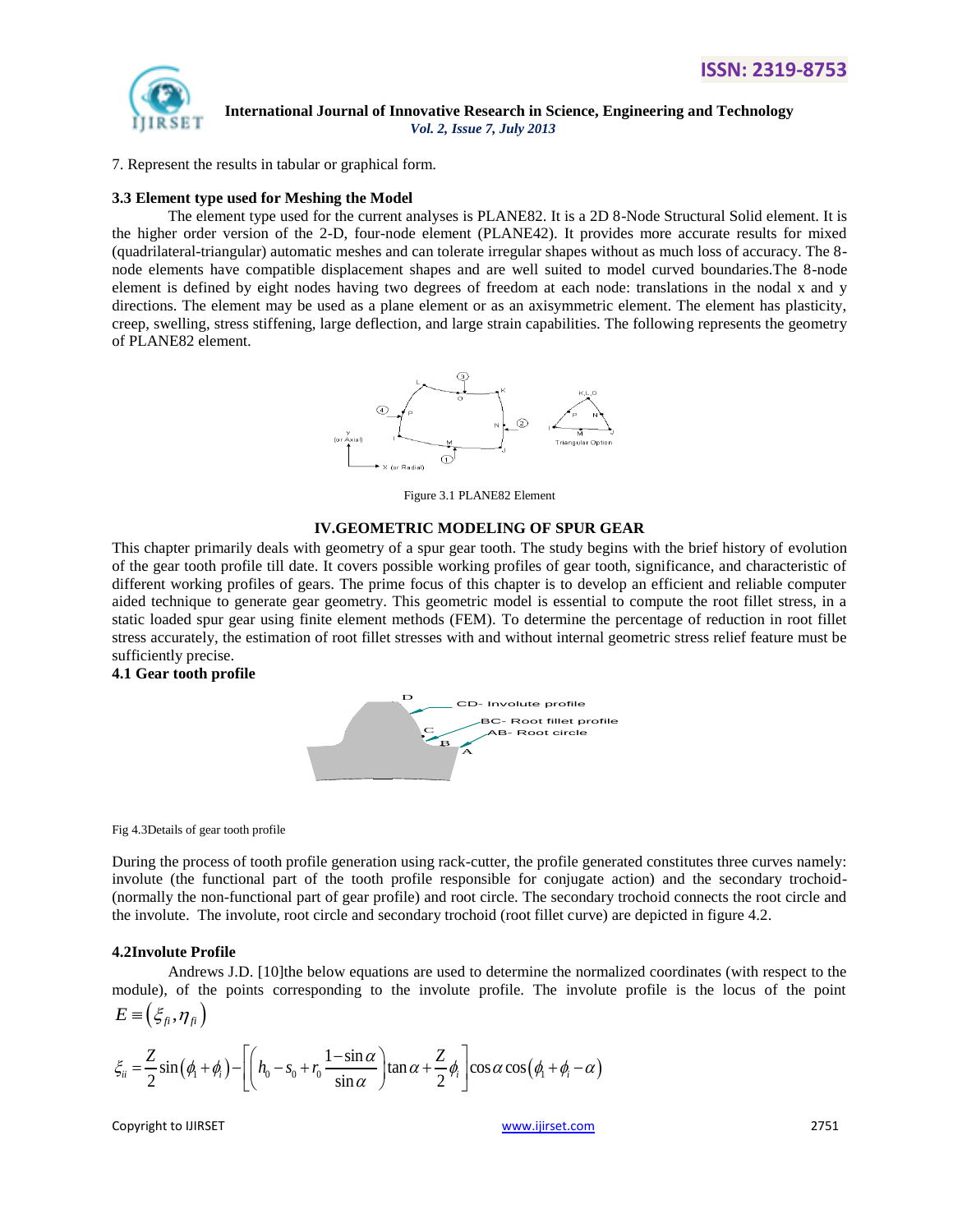7. Represent the results in tabular or graphical form.

### 3.3 Element type used for Meshing the Model

The element type used for the current analyses is PLANE82. It is a 2D 8-Node Structural Solid element. It is the higher order version of the 2-D, four-node element (PLANE42). It provides more accurate results for mixed (quadrilateral-triangular) automatic meshes and can tolerate irregular shapes without as much loss of accuracy. The 8-node elements have compatible displacement shapes and are well suited to model curved boundaries.The 8-node element is defined by eight nodes having two degrees of freedom at each node: translations in the nodal x and y directions. The element may be used as a plane element or as an axisymmetric element. The element has plasticity, creep, swelling, stress stiffening, large deflection, and large strain capabilities. The following represents the geometry of PLANE82 element.

Figure 3.1 PLANE82 Element

## IV.GEOMETRIC MODELING OF SPUR GEAR

This chapter primarily deals with geometry of a spur gear tooth. The study begins with the brief history of evolution of the gear tooth profile till date. It covers possible working profiles of gear tooth, significance, and characteristic of different working profiles of gears. The prime focus of this chapter is to develop an efficient and reliable computer aided technique to generate gear geometry. This geometric model is essential to compute the root fillet stress, in a static loaded spur gear using finite element methods (FEM). To determine the percentage of reduction in root fillet stress accurately, the estimation of root fillet stresses with and without internal geometric stress relief feature must be sufficiently precise.

### 4.1 Gear tooth profile

Fig 4.3Details of gear tooth profile

During the process of tooth profile generation using rack-cutter, the profile generated constitutes three curves namely: involute (the functional part of the tooth profile responsible for conjugate action) and the secondary trochoid-(normally the non-functional part of gear profile) and root circle. The secondary trochoid connects the root circle and the involute. The involute, root circle and secondary trochoid (root fillet curve) are depicted in figure 4.2.

### 4.2Involute Profile

Andrews J.D. [10]the below equations are used to determine the normalized coordinates (with respect to the module), of the points corresponding to the involute profile. The involute profile is the locus of the point $E \equiv \left(\xi_{fi}, \eta_{fi}\right)$

$$\xi_{ii} = \frac{Z}{2}\sin\left(\phi_1 + \phi_i\right) - \left[\left(h_0 - s_0 + r_0\frac{1-\sin\alpha}{\sin\alpha}\right)\tan\alpha + \frac{Z}{2}\phi_i\right]\cos\alpha\cos\left(\phi_1 + \phi_i - \alpha\right)$$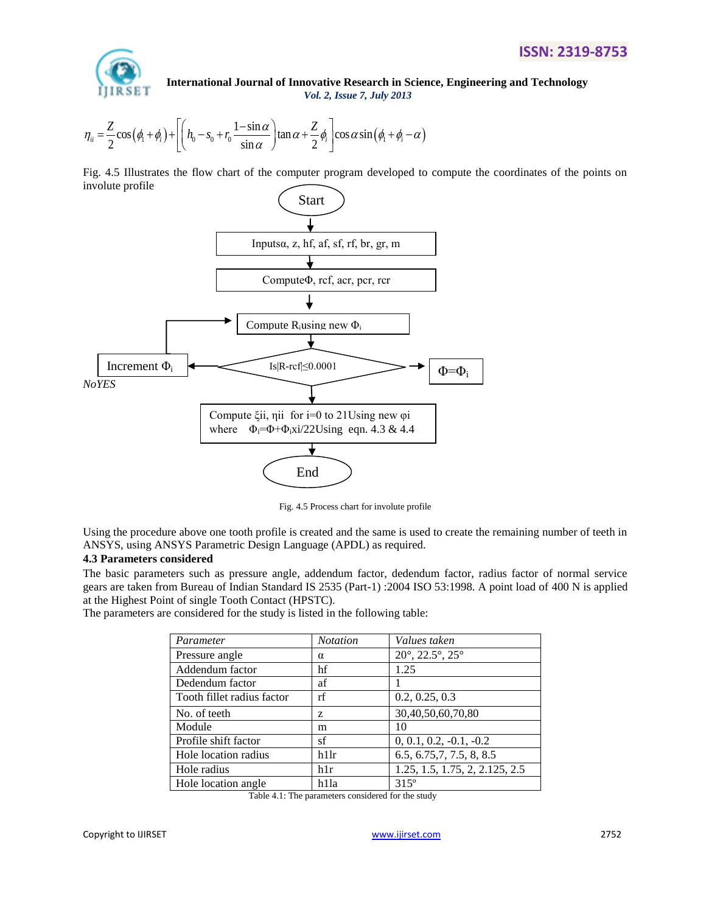$$\eta_{ii} = \frac{Z}{2}\cos\left(\phi_1 + \phi_i\right) + \left[\left(h_0 - s_0 + r_0\frac{1-\sin\alpha}{\sin\alpha}\right)\tan\alpha + \frac{Z}{2}\phi_i\right]\cos\alpha\sin\left(\phi_1 + \phi_i - \alpha\right)$$

Fig. 4.5 Illustrates the flow chart of the computer program developed to compute the coordinates of the points on involute profile

Start

Inputsα, z, hf, af, sf, rf, br, gr, m

ComputeΦ, rcf, acr, pcr, rcr

Compute $R_i$using new $\Phi_i$

Is|R-rcf|≤0.0001

Increment $\Phi_i$

*NoYES*

$\Phi=\Phi_i$

Compute ξii, ηii for i=0 to 21Using new φi where $\Phi_i=\Phi+\Phi_i xi/22$Using eqn. 4.3 & 4.4

End

Fig. 4.5 Process chart for involute profile

Using the procedure above one tooth profile is created and the same is used to create the remaining number of teeth in ANSYS, using ANSYS Parametric Design Language (APDL) as required.

### 4.3 Parameters considered

The basic parameters such as pressure angle, addendum factor, dedendum factor, radius factor of normal service gears are taken from Bureau of Indian Standard IS 2535 (Part-1) :2004 ISO 53:1998. A point load of 400 N is applied at the Highest Point of single Tooth Contact (HPSTC).

The parameters are considered for the study is listed in the following table:

| *Parameter* | *Notation* | *Values taken* |
|---|---|---|
| Pressure angle | α | 20°, 22.5°, 25° |
| Addendum factor | hf | 1.25 |
| Dedendum factor | af | 1 |
| Tooth fillet radius factor | rf | 0.2, 0.25, 0.3 |
| No. of teeth | z | 30,40,50,60,70,80 |
| Module | m | 10 |
| Profile shift factor | sf | 0, 0.1, 0.2, -0.1, -0.2 |
| Hole location radius | h1lr | 6.5, 6.75,7, 7.5, 8, 8.5 |
| Hole radius | h1r | 1.25, 1.5, 1.75, 2, 2.125, 2.5 |
| Hole location angle | h1la | 315º |

Table 4.1: The parameters considered for the study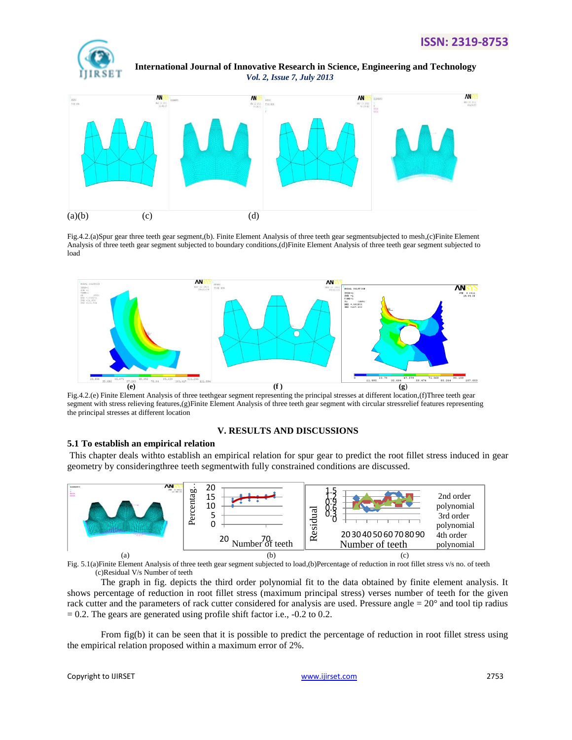(a)(b) (c) (d)

Fig.4.2.(a)Spur gear three teeth gear segment,(b). Finite Element Analysis of three teeth gear segmentsubjected to mesh,(c)Finite Element Analysis of three teeth gear segment subjected to boundary conditions,(d)Finite Element Analysis of three teeth gear segment subjected to load

(e) (f) (g)

Fig.4.2.(e) Finite Element Analysis of three teethgear segment representing the principal stresses at different location,(f)Three teeth gear segment with stress relieving features,(g)Finite Element Analysis of three teeth gear segment with circular stressrelief features representing the principal stresses at different location

## V. RESULTS AND DISCUSSIONS

### 5.1 To establish an empirical relation

This chapter deals withto establish an empirical relation for spur gear to predict the root fillet stress induced in gear geometry by consideringthree teeth segmentwith fully constrained conditions are discussed.

(a) (b) (c)

Fig. 5.1(a)Finite Element Analysis of three teeth gear segment subjected to load,(b)Percentage of reduction in root fillet stress v/s no. of teeth (c)Residual V/s Number of teeth

The graph in fig. depicts the third order polynomial fit to the data obtained by finite element analysis. It shows percentage of reduction in root fillet stress (maximum principal stress) verses number of teeth for the given rack cutter and the parameters of rack cutter considered for analysis are used. Pressure angle = 20° and tool tip radius = 0.2. The gears are generated using profile shift factor i.e., -0.2 to 0.2.

From fig(b) it can be seen that it is possible to predict the percentage of reduction in root fillet stress using the empirical relation proposed within a maximum error of 2%.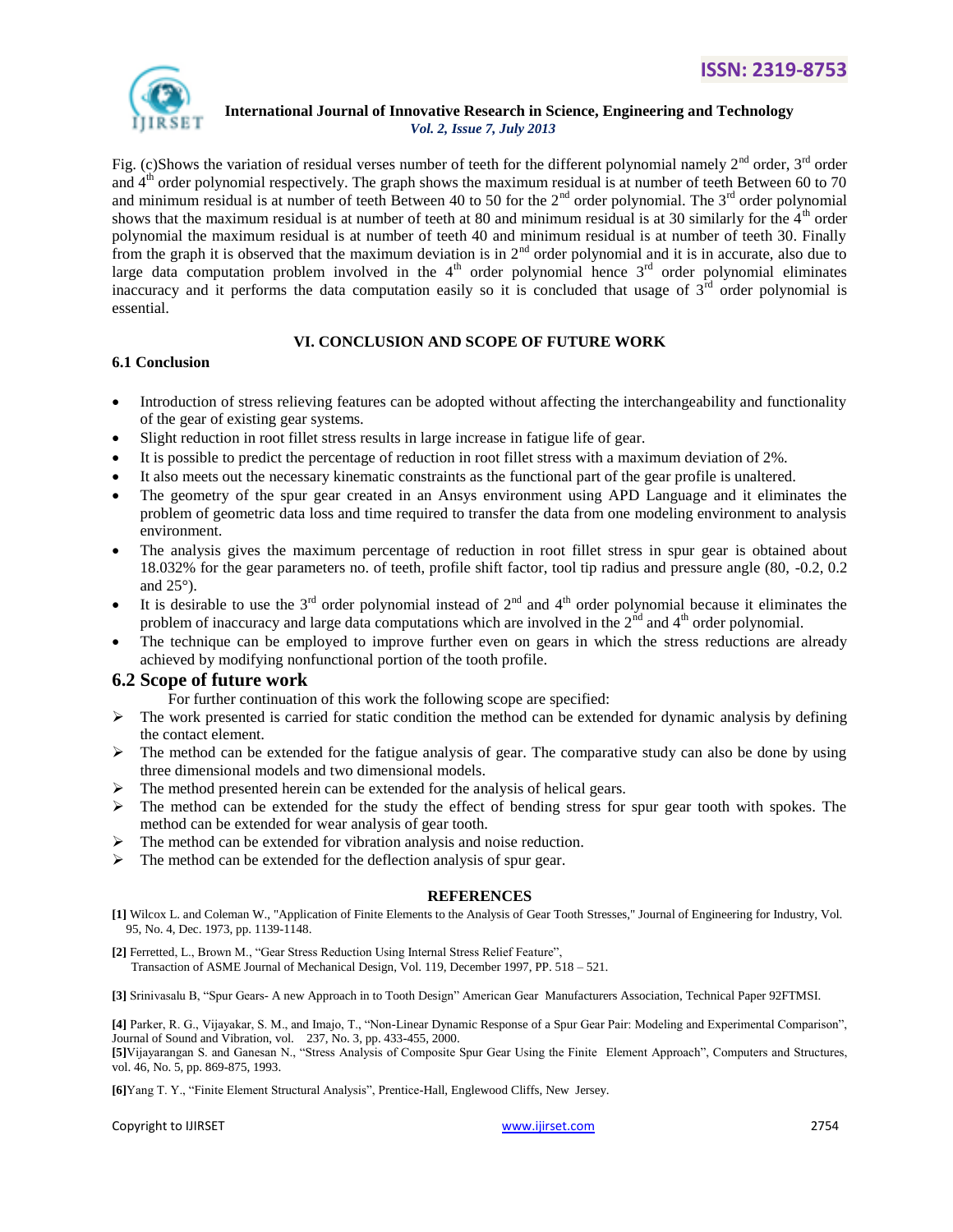Fig. (c)Shows the variation of residual verses number of teeth for the different polynomial namely $2^{nd}$ order, $3^{rd}$ order and $4^{th}$ order polynomial respectively. The graph shows the maximum residual is at number of teeth Between 60 to 70 and minimum residual is at number of teeth Between 40 to 50 for the $2^{nd}$ order polynomial. The $3^{rd}$ order polynomial shows that the maximum residual is at number of teeth at 80 and minimum residual is at 30 similarly for the $4^{th}$ order polynomial the maximum residual is at number of teeth 40 and minimum residual is at number of teeth 30. Finally from the graph it is observed that the maximum deviation is in $2^{nd}$ order polynomial and it is in accurate, also due to large data computation problem involved in the $4^{th}$ order polynomial hence $3^{rd}$ order polynomial eliminates inaccuracy and it performs the data computation easily so it is concluded that usage of $3^{rd}$ order polynomial is essential.

## VI. CONCLUSION AND SCOPE OF FUTURE WORK

### 6.1 Conclusion

- Introduction of stress relieving features can be adopted without affecting the interchangeability and functionality of the gear of existing gear systems.
- Slight reduction in root fillet stress results in large increase in fatigue life of gear.
- It is possible to predict the percentage of reduction in root fillet stress with a maximum deviation of 2%.
- It also meets out the necessary kinematic constraints as the functional part of the gear profile is unaltered.
- The geometry of the spur gear created in an Ansys environment using APD Language and it eliminates the problem of geometric data loss and time required to transfer the data from one modeling environment to analysis environment.
- The analysis gives the maximum percentage of reduction in root fillet stress in spur gear is obtained about 18.032% for the gear parameters no. of teeth, profile shift factor, tool tip radius and pressure angle (80, -0.2, 0.2 and 25°).
- It is desirable to use the $3^{rd}$ order polynomial instead of $2^{nd}$ and $4^{th}$ order polynomial because it eliminates the problem of inaccuracy and large data computations which are involved in the $2^{nd}$ and $4^{th}$ order polynomial.
- The technique can be employed to improve further even on gears in which the stress reductions are already achieved by modifying nonfunctional portion of the tooth profile.

### 6.2 Scope of future work

For further continuation of this work the following scope are specified:

- The work presented is carried for static condition the method can be extended for dynamic analysis by defining the contact element.
- The method can be extended for the fatigue analysis of gear. The comparative study can also be done by using three dimensional models and two dimensional models.
- The method presented herein can be extended for the analysis of helical gears.
- The method can be extended for the study the effect of bending stress for spur gear tooth with spokes. The method can be extended for wear analysis of gear tooth.
- The method can be extended for vibration analysis and noise reduction.
- The method can be extended for the deflection analysis of spur gear.

## REFERENCES

**[1]** Wilcox L. and Coleman W., "Application of Finite Elements to the Analysis of Gear Tooth Stresses," Journal of Engineering for Industry, Vol. 95, No. 4, Dec. 1973, pp. 1139-1148.

**[2]** Ferretted, L., Brown M., "Gear Stress Reduction Using Internal Stress Relief Feature", Transaction of ASME Journal of Mechanical Design, Vol. 119, December 1997, PP. 518 – 521.

**[3]** Srinivasalu B, "Spur Gears- A new Approach in to Tooth Design" American Gear Manufacturers Association, Technical Paper 92FTMSI.

**[4]** Parker, R. G., Vijayakar, S. M., and Imajo, T., "Non-Linear Dynamic Response of a Spur Gear Pair: Modeling and Experimental Comparison", Journal of Sound and Vibration, vol. 237, No. 3, pp. 433-455, 2000.

**[5]** Vijayarangan S. and Ganesan N., "Stress Analysis of Composite Spur Gear Using the Finite Element Approach", Computers and Structures, vol. 46, No. 5, pp. 869-875, 1993.

**[6]** Yang T. Y., "Finite Element Structural Analysis", Prentice-Hall, Englewood Cliffs, New Jersey.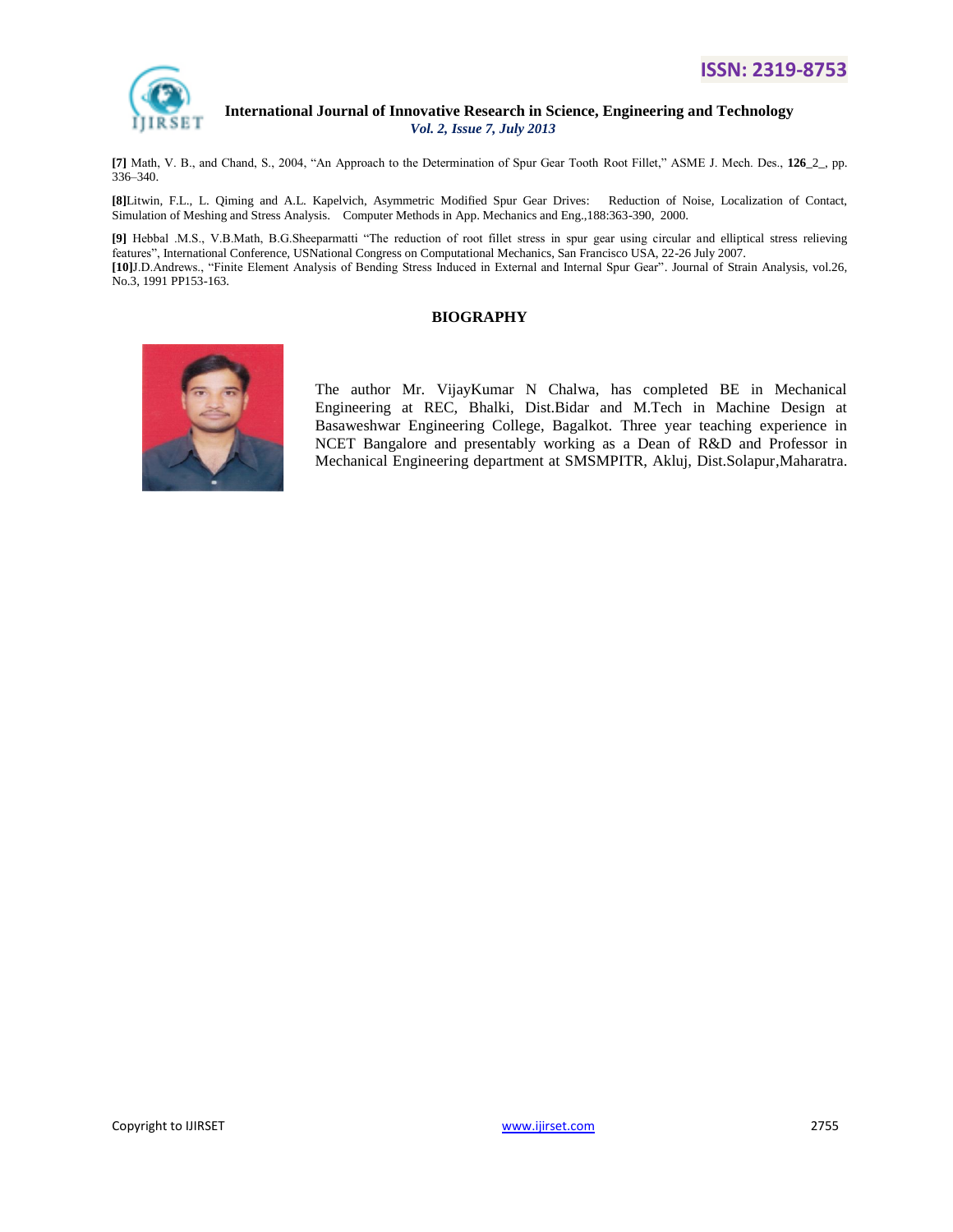**[7]** Math, V. B., and Chand, S., 2004, "An Approach to the Determination of Spur Gear Tooth Root Fillet," ASME J. Mech. Des., **126**_2_, pp. 336–340.

**[8]**Litwin, F.L., L. Qiming and A.L. Kapelvich, Asymmetric Modified Spur Gear Drives: Reduction of Noise, Localization of Contact, Simulation of Meshing and Stress Analysis. Computer Methods in App. Mechanics and Eng.,188:363-390, 2000.

**[9]** Hebbal .M.S., V.B.Math, B.G.Sheeparmatti "The reduction of root fillet stress in spur gear using circular and elliptical stress relieving features", International Conference, USNational Congress on Computational Mechanics, San Francisco USA, 22-26 July 2007.

**[10]**J.D.Andrews., "Finite Element Analysis of Bending Stress Induced in External and Internal Spur Gear". Journal of Strain Analysis, vol.26, No.3, 1991 PP153-163.

## BIOGRAPHY

The author Mr. VijayKumar N Chalwa, has completed BE in Mechanical Engineering at REC, Bhalki, Dist.Bidar and M.Tech in Machine Design at Basaweshwar Engineering College, Bagalkot. Three year teaching experience in NCET Bangalore and presentably working as a Dean of R&D and Professor in Mechanical Engineering department at SMSMPITR, Akluj, Dist.Solapur,Maharatra.